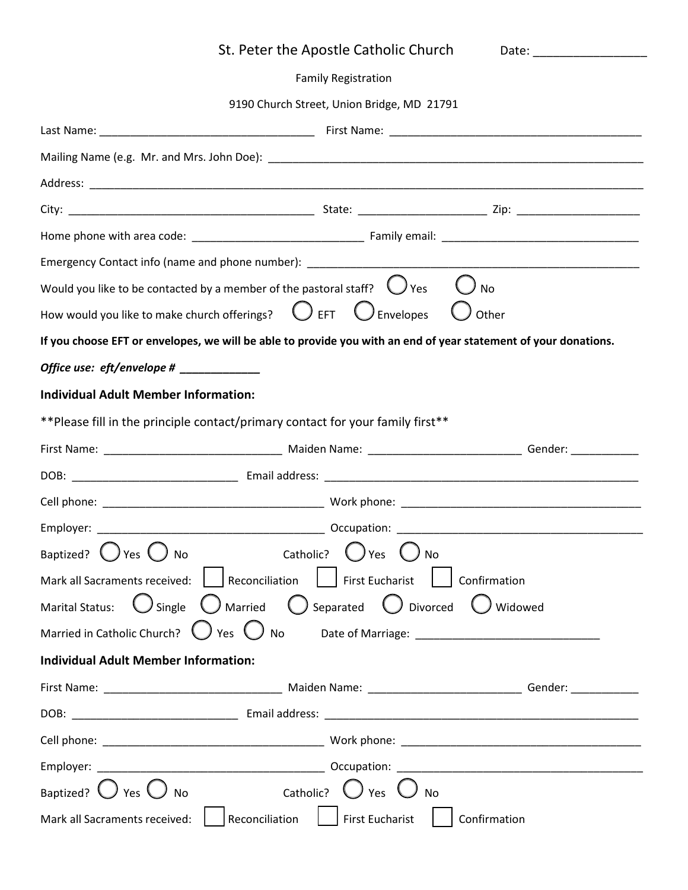# St. Peter the Apostle Catholic Church

Date: ________________

Family Registration

9190 Church Street, Union Bridge, MD 21791

Last Name: ___________________________________ First Name: _________________________________________

Mailing Name (e.g. Mr. and Mrs. John Doe): _____________________________________________________________

Address: ___________________________________________________________________________________________

City: ________________________________________ State: ____________________ Zip: ____________________

Home phone with area code: ___________________________ Family email: ________________________________

Emergency Contact info (name and phone number): ____________________________________________________

Would you like to be contacted by a member of the pastoral staff? ◯ Yes ◯ No

How would you like to make church offerings? ◯ EFT ◯ Envelopes ◯ Other

**If you choose EFT or envelopes, we will be able to provide you with an end of year statement of your donations.**

***Office use: eft/envelope # _____________***

**Individual Adult Member Information:**

**Please fill in the principle contact/primary contact for your family first**

First Name: ____________________________ Maiden Name: ________________________ Gender: ___________

DOB: __________________________ Email address: ___________________________________________________

Cell phone: ___________________________________ Work phone: _______________________________________

Employer: _____________________________________ Occupation: ________________________________________

Baptized? ◯ Yes ◯ No Catholic? ◯ Yes ◯ No

Mark all Sacraments received: ☐ Reconciliation ☐ First Eucharist ☐ Confirmation

Marital Status: ◯ Single ◯ Married ◯ Separated ◯ Divorced ◯ Widowed

Married in Catholic Church? ◯ Yes ◯ No Date of Marriage: _____________________________

**Individual Adult Member Information:**

First Name: ____________________________ Maiden Name: ________________________ Gender: ___________

DOB: __________________________ Email address: ___________________________________________________

Cell phone: ___________________________________ Work phone: _______________________________________

Employer: _____________________________________ Occupation: ________________________________________

Baptized? ◯ Yes ◯ No Catholic? ◯ Yes ◯ No

Mark all Sacraments received: ☐ Reconciliation ☐ First Eucharist ☐ Confirmation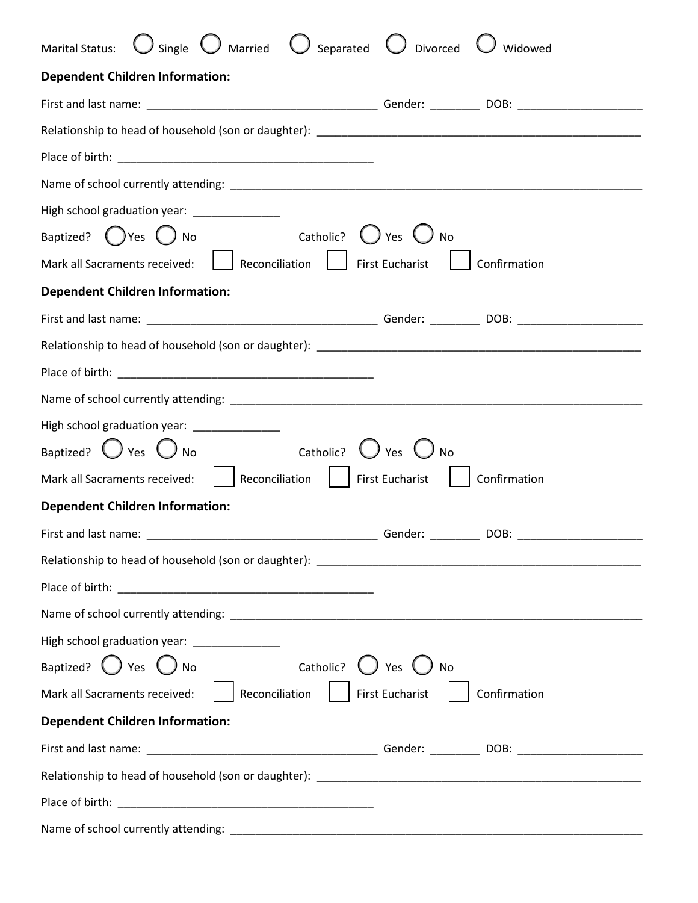Marital Status: ◯ Single ◯ Married ◯ Separated ◯ Divorced ◯ Widowed

**Dependent Children Information:**

First and last name: ____________________________________ Gender: ________ DOB: ____________________

Relationship to head of household (son or daughter): ____________________________________________________

Place of birth: __________________________________________

Name of school currently attending: __________________________________________________________________

High school graduation year: ______________

Baptized? ◯ Yes ◯ No Catholic? ◯ Yes ◯ No

Mark all Sacraments received: ☐ Reconciliation ☐ First Eucharist ☐ Confirmation

**Dependent Children Information:**

First and last name: ____________________________________ Gender: ________ DOB: ____________________

Relationship to head of household (son or daughter): ____________________________________________________

Place of birth: __________________________________________

Name of school currently attending: __________________________________________________________________

High school graduation year: ______________

Baptized? ◯ Yes ◯ No Catholic? ◯ Yes ◯ No

Mark all Sacraments received: ☐ Reconciliation ☐ First Eucharist ☐ Confirmation

**Dependent Children Information:**

First and last name: ____________________________________ Gender: ________ DOB: ____________________

Relationship to head of household (son or daughter): ____________________________________________________

Place of birth: __________________________________________

Name of school currently attending: __________________________________________________________________

High school graduation year: ______________

Baptized? ◯ Yes ◯ No Catholic? ◯ Yes ◯ No

Mark all Sacraments received: ☐ Reconciliation ☐ First Eucharist ☐ Confirmation

**Dependent Children Information:**

First and last name: ____________________________________ Gender: ________ DOB: ____________________

Relationship to head of household (son or daughter): ____________________________________________________

Place of birth: __________________________________________

Name of school currently attending: __________________________________________________________________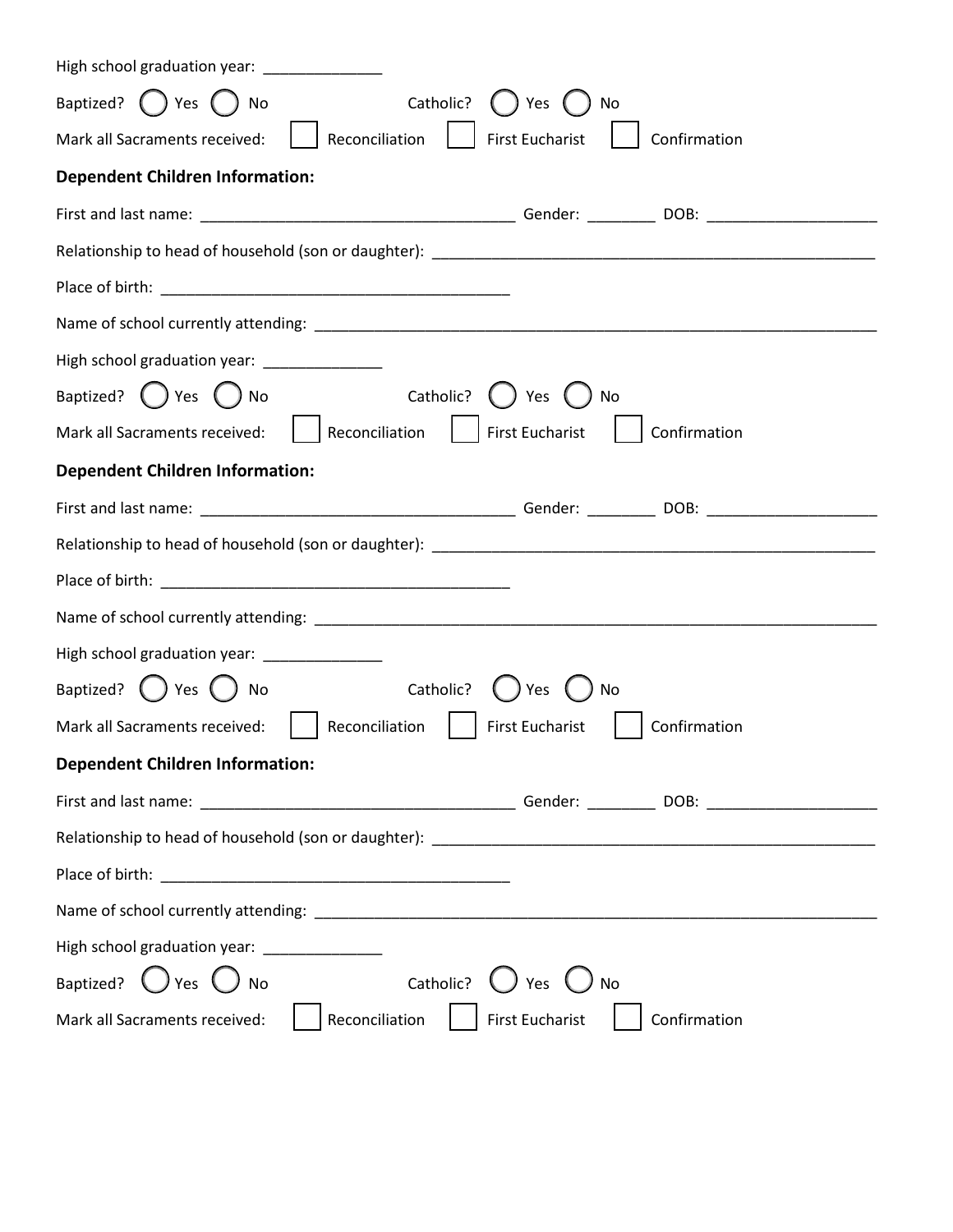High school graduation year: ______________

Baptized? ◯ Yes ◯ No Catholic? ◯ Yes ◯ No

Mark all Sacraments received: ☐ Reconciliation ☐ First Eucharist ☐ Confirmation

**Dependent Children Information:**

First and last name: ____________________________________ Gender: ________ DOB: ____________________

Relationship to head of household (son or daughter): ______________________________________________________

Place of birth: __________________________________________

Name of school currently attending: ____________________________________________________________________

High school graduation year: ______________

Baptized? ◯ Yes ◯ No Catholic? ◯ Yes ◯ No

Mark all Sacraments received: ☐ Reconciliation ☐ First Eucharist ☐ Confirmation

**Dependent Children Information:**

First and last name: ____________________________________ Gender: ________ DOB: ____________________

Relationship to head of household (son or daughter): ______________________________________________________

Place of birth: __________________________________________

Name of school currently attending: ____________________________________________________________________

High school graduation year: ______________

Baptized? ◯ Yes ◯ No Catholic? ◯ Yes ◯ No

Mark all Sacraments received: ☐ Reconciliation ☐ First Eucharist ☐ Confirmation

**Dependent Children Information:**

First and last name: ____________________________________ Gender: ________ DOB: ____________________

Relationship to head of household (son or daughter): ______________________________________________________

Place of birth: __________________________________________

Name of school currently attending: ____________________________________________________________________

High school graduation year: ______________

Baptized? ◯ Yes ◯ No Catholic? ◯ Yes ◯ No

Mark all Sacraments received: ☐ Reconciliation ☐ First Eucharist ☐ Confirmation